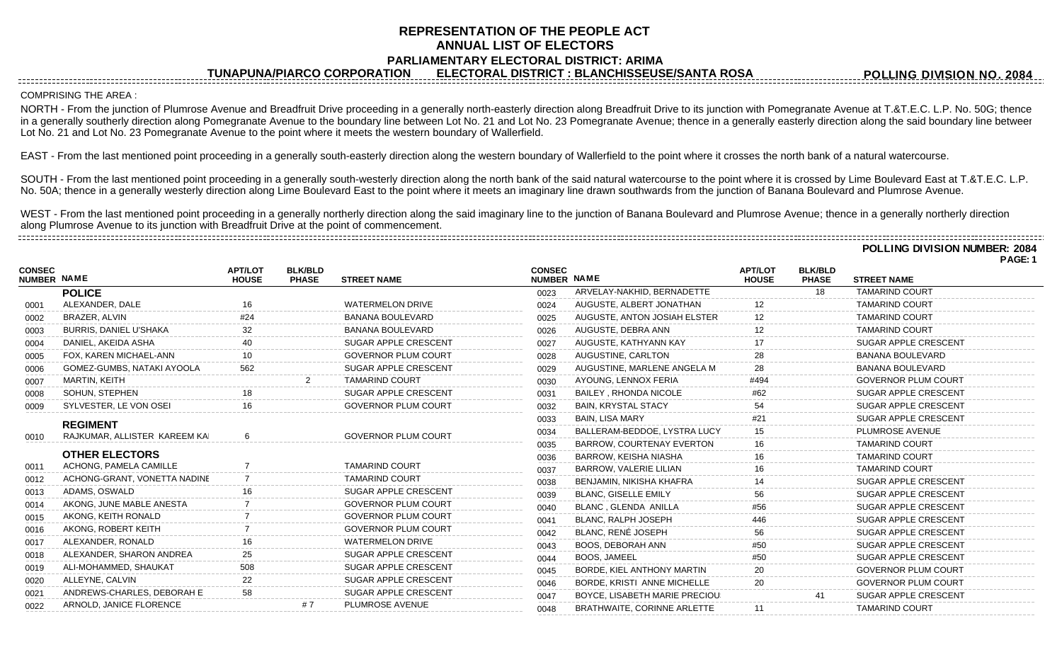# REPRESENTATION OF THE PEOPLE ACT
## ANNUAL LIST OF ELECTORS
### PARLIAMENTARY ELECTORAL DISTRICT: ARIMA

**TUNAPUNA/PIARCO CORPORATION ELECTORAL DISTRICT : BLANCHISSEUSE/SANTA ROSA POLLING DIVISION NO. 2084**

COMPRISING THE AREA :

NORTH - From the junction of Plumrose Avenue and Breadfruit Drive proceeding in a generally north-easterly direction along Breadfruit Drive to its junction with Pomegranate Avenue at T.&T.E.C. L.P. No. 50G; thence in a generally southerly direction along Pomegranate Avenue to the boundary line between Lot No. 21 and Lot No. 23 Pomegranate Avenue; thence in a generally easterly direction along the said boundary line between Lot No. 21 and Lot No. 23 Pomegranate Avenue to the point where it meets the western boundary of Wallerfield.

EAST - From the last mentioned point proceeding in a generally south-easterly direction along the western boundary of Wallerfield to the point where it crosses the north bank of a natural watercourse.

SOUTH - From the last mentioned point proceeding in a generally south-westerly direction along the north bank of the said natural watercourse to the point where it is crossed by Lime Boulevard East at T.&T.E.C. L.P. No. 50A; thence in a generally westerly direction along Lime Boulevard East to the point where it meets an imaginary line drawn southwards from the junction of Banana Boulevard and Plumrose Avenue.

WEST - From the last mentioned point proceeding in a generally northerly direction along the said imaginary line to the junction of Banana Boulevard and Plumrose Avenue; thence in a generally northerly direction along Plumrose Avenue to its junction with Breadfruit Drive at the point of commencement.

**POLLING DIVISION NUMBER: 2084**

| CONSEC NUMBER | NAME | APT/LOT HOUSE | BLK/BLD PHASE | STREET NAME |
|---|---|---|---|---|
| | **POLICE** | | | |
| 0001 | ALEXANDER, DALE | 16 | | WATERMELON DRIVE |
| 0002 | BRAZER, ALVIN | #24 | | BANANA BOULEVARD |
| 0003 | BURRIS, DANIEL U'SHAKA | 32 | | BANANA BOULEVARD |
| 0004 | DANIEL, AKEIDA ASHA | 40 | | SUGAR APPLE CRESCENT |
| 0005 | FOX, KAREN MICHAEL-ANN | 10 | | GOVERNOR PLUM COURT |
| 0006 | GOMEZ-GUMBS, NATAKI AYOOLA | 562 | | SUGAR APPLE CRESCENT |
| 0007 | MARTIN, KEITH | | 2 | TAMARIND COURT |
| 0008 | SOHUN, STEPHEN | 18 | | SUGAR APPLE CRESCENT |
| 0009 | SYLVESTER, LE VON OSEI | 16 | | GOVERNOR PLUM COURT |
| | **REGIMENT** | | | |
| 0010 | RAJKUMAR, ALLISTER KAREEM KA | 6 | | GOVERNOR PLUM COURT |
| | **OTHER ELECTORS** | | | |
| 0011 | ACHONG, PAMELA CAMILLE | 7 | | TAMARIND COURT |
| 0012 | ACHONG-GRANT, VONETTA NADINE | 7 | | TAMARIND COURT |
| 0013 | ADAMS, OSWALD | 16 | | SUGAR APPLE CRESCENT |
| 0014 | AKONG, JUNE MABLE ANESTA | 7 | | GOVERNOR PLUM COURT |
| 0015 | AKONG, KEITH RONALD | 7 | | GOVERNOR PLUM COURT |
| 0016 | AKONG, ROBERT KEITH | 7 | | GOVERNOR PLUM COURT |
| 0017 | ALEXANDER, RONALD | 16 | | WATERMELON DRIVE |
| 0018 | ALEXANDER, SHARON ANDREA | 25 | | SUGAR APPLE CRESCENT |
| 0019 | ALI-MOHAMMED, SHAUKAT | 508 | | SUGAR APPLE CRESCENT |
| 0020 | ALLEYNE, CALVIN | 22 | | SUGAR APPLE CRESCENT |
| 0021 | ANDREWS-CHARLES, DEBORAH E | 58 | | SUGAR APPLE CRESCENT |
| 0022 | ARNOLD, JANICE FLORENCE | | # 7 | PLUMROSE AVENUE |
| 0023 | ARVELAY-NAKHID, BERNADETTE | | 18 | TAMARIND COURT |
| 0024 | AUGUSTE, ALBERT JONATHAN | 12 | | TAMARIND COURT |
| 0025 | AUGUSTE, ANTON JOSIAH ELSTER | 12 | | TAMARIND COURT |
| 0026 | AUGUSTE, DEBRA ANN | 12 | | TAMARIND COURT |
| 0027 | AUGUSTE, KATHYANN KAY | 17 | | SUGAR APPLE CRESCENT |
| 0028 | AUGUSTINE, CARLTON | 28 | | BANANA BOULEVARD |
| 0029 | AUGUSTINE, MARLENE ANGELA M | 28 | | BANANA BOULEVARD |
| 0030 | AYOUNG, LENNOX FERIA | #494 | | GOVERNOR PLUM COURT |
| 0031 | BAILEY , RHONDA NICOLE | #62 | | SUGAR APPLE CRESCENT |
| 0032 | BAIN, KRYSTAL STACY | 54 | | SUGAR APPLE CRESCENT |
| 0033 | BAIN, LISA MARY | #21 | | SUGAR APPLE CRESCENT |
| 0034 | BALLERAM-BEDDOE, LYSTRA LUCY | 15 | | PLUMROSE AVENUE |
| 0035 | BARROW, COURTENAY EVERTON | 16 | | TAMARIND COURT |
| 0036 | BARROW, KEISHA NIASHA | 16 | | TAMARIND COURT |
| 0037 | BARROW, VALERIE LILIAN | 16 | | TAMARIND COURT |
| 0038 | BENJAMIN, NIKISHA KHAFRA | 14 | | SUGAR APPLE CRESCENT |
| 0039 | BLANC, GISELLE EMILY | 56 | | SUGAR APPLE CRESCENT |
| 0040 | BLANC , GLENDA ANILLA | #56 | | SUGAR APPLE CRESCENT |
| 0041 | BLANC, RALPH JOSEPH | 446 | | SUGAR APPLE CRESCENT |
| 0042 | BLANC, RENÉ JOSEPH | 56 | | SUGAR APPLE CRESCENT |
| 0043 | BOOS, DEBORAH ANN | #50 | | SUGAR APPLE CRESCENT |
| 0044 | BOOS, JAMEEL | #50 | | SUGAR APPLE CRESCENT |
| 0045 | BORDE, KIEL ANTHONY MARTIN | 20 | | GOVERNOR PLUM COURT |
| 0046 | BORDE, KRISTI ANNE MICHELLE | 20 | | GOVERNOR PLUM COURT |
| 0047 | BOYCE, LISABETH MARIE PRECIOU | | 41 | SUGAR APPLE CRESCENT |
| 0048 | BRATHWAITE, CORINNE ARLETTE | 11 | | TAMARIND COURT |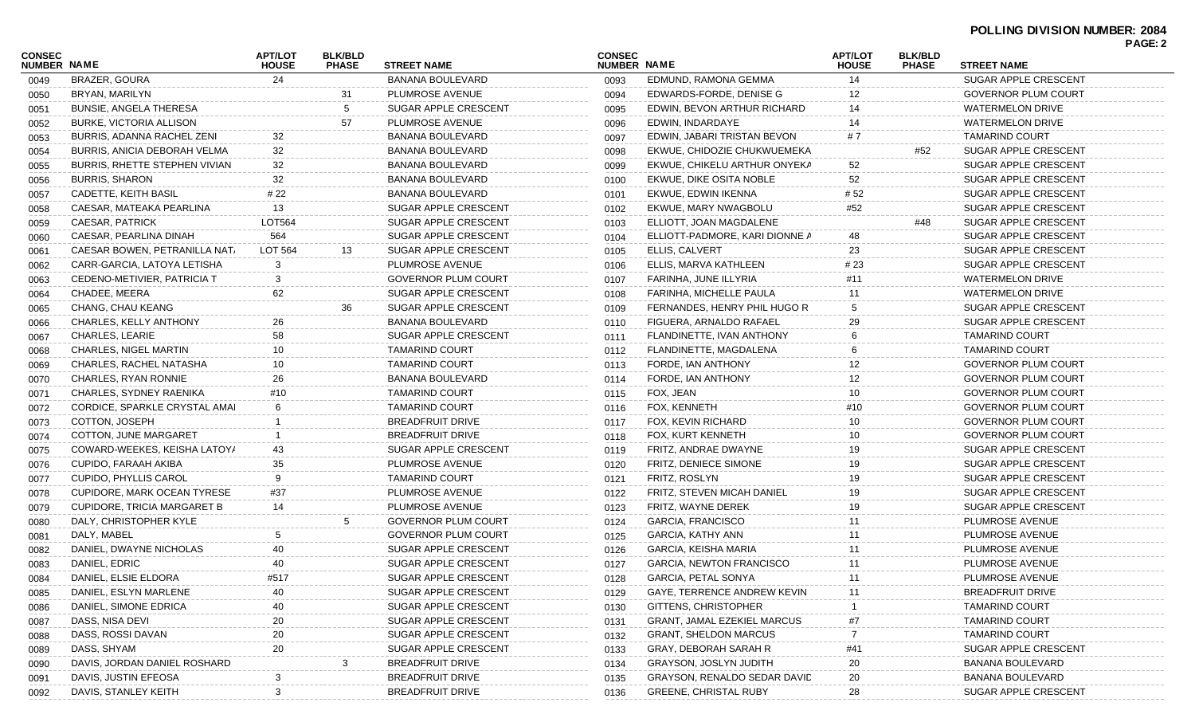**POLLING DIVISION NUMBER: 2084**

| CONSEC NUMBER | NAME | APT/LOT HOUSE | BLK/BLD PHASE | STREET NAME |
|---|---|---|---|---|
| 0049 | BRAZER, GOURA | 24 | | BANANA BOULEVARD |
| 0050 | BRYAN, MARILYN | | 31 | PLUMROSE AVENUE |
| 0051 | BUNSIE, ANGELA THERESA | | 5 | SUGAR APPLE CRESCENT |
| 0052 | BURKE, VICTORIA ALLISON | | 57 | PLUMROSE AVENUE |
| 0053 | BURRIS, ADANNA RACHEL ZENI | 32 | | BANANA BOULEVARD |
| 0054 | BURRIS, ANICIA DEBORAH VELMA | 32 | | BANANA BOULEVARD |
| 0055 | BURRIS, RHETTE STEPHEN VIVIAN | 32 | | BANANA BOULEVARD |
| 0056 | BURRIS, SHARON | 32 | | BANANA BOULEVARD |
| 0057 | CADETTE, KEITH BASIL | # 22 | | BANANA BOULEVARD |
| 0058 | CAESAR, MATEAKA PEARLINA | 13 | | SUGAR APPLE CRESCENT |
| 0059 | CAESAR, PATRICK | LOT564 | | SUGAR APPLE CRESCENT |
| 0060 | CAESAR, PEARLINA DINAH | 564 | | SUGAR APPLE CRESCENT |
| 0061 | CAESAR BOWEN, PETRANILLA NAT/ | LOT 564 | 13 | SUGAR APPLE CRESCENT |
| 0062 | CARR-GARCIA, LATOYA LETISHA | 3 | | PLUMROSE AVENUE |
| 0063 | CEDENO-METIVIER, PATRICIA T | 3 | | GOVERNOR PLUM COURT |
| 0064 | CHADEE, MEERA | 62 | | SUGAR APPLE CRESCENT |
| 0065 | CHANG, CHAU KEANG | | 36 | SUGAR APPLE CRESCENT |
| 0066 | CHARLES, KELLY ANTHONY | 26 | | BANANA BOULEVARD |
| 0067 | CHARLES, LEARIE | 58 | | SUGAR APPLE CRESCENT |
| 0068 | CHARLES, NIGEL MARTIN | 10 | | TAMARIND COURT |
| 0069 | CHARLES, RACHEL NATASHA | 10 | | TAMARIND COURT |
| 0070 | CHARLES, RYAN RONNIE | 26 | | BANANA BOULEVARD |
| 0071 | CHARLES, SYDNEY RAENIKA | #10 | | TAMARIND COURT |
| 0072 | CORDICE, SPARKLE CRYSTAL AMAI | 6 | | TAMARIND COURT |
| 0073 | COTTON, JOSEPH | 1 | | BREADFRUIT DRIVE |
| 0074 | COTTON, JUNE MARGARET | 1 | | BREADFRUIT DRIVE |
| 0075 | COWARD-WEEKES, KEISHA LATOY/ | 43 | | SUGAR APPLE CRESCENT |
| 0076 | CUPIDO, FARAAH AKIBA | 35 | | PLUMROSE AVENUE |
| 0077 | CUPIDO, PHYLLIS CAROL | 9 | | TAMARIND COURT |
| 0078 | CUPIDORE, MARK OCEAN TYRESE | #37 | | PLUMROSE AVENUE |
| 0079 | CUPIDORE, TRICIA MARGARET B | 14 | | PLUMROSE AVENUE |
| 0080 | DALY, CHRISTOPHER KYLE | | 5 | GOVERNOR PLUM COURT |
| 0081 | DALY, MABEL | 5 | | GOVERNOR PLUM COURT |
| 0082 | DANIEL, DWAYNE NICHOLAS | 40 | | SUGAR APPLE CRESCENT |
| 0083 | DANIEL, EDRIC | 40 | | SUGAR APPLE CRESCENT |
| 0084 | DANIEL, ELSIE ELDORA | #517 | | SUGAR APPLE CRESCENT |
| 0085 | DANIEL, ESLYN MARLENE | 40 | | SUGAR APPLE CRESCENT |
| 0086 | DANIEL, SIMONE EDRICA | 40 | | SUGAR APPLE CRESCENT |
| 0087 | DASS, NISA DEVI | 20 | | SUGAR APPLE CRESCENT |
| 0088 | DASS, ROSSI DAVAN | 20 | | SUGAR APPLE CRESCENT |
| 0089 | DASS, SHYAM | 20 | | SUGAR APPLE CRESCENT |
| 0090 | DAVIS, JORDAN DANIEL ROSHARD | | 3 | BREADFRUIT DRIVE |
| 0091 | DAVIS, JUSTIN EFEOSA | 3 | | BREADFRUIT DRIVE |
| 0092 | DAVIS, STANLEY KEITH | 3 | | BREADFRUIT DRIVE |
| 0093 | EDMUND, RAMONA GEMMA | 14 | | SUGAR APPLE CRESCENT |
| 0094 | EDWARDS-FORDE, DENISE G | 12 | | GOVERNOR PLUM COURT |
| 0095 | EDWIN, BEVON ARTHUR RICHARD | 14 | | WATERMELON DRIVE |
| 0096 | EDWIN, INDARDAYE | 14 | | WATERMELON DRIVE |
| 0097 | EDWIN, JABARI TRISTAN BEVON | # 7 | | TAMARIND COURT |
| 0098 | EKWUE, CHIDOZIE CHUKWUEMEKA | | #52 | SUGAR APPLE CRESCENT |
| 0099 | EKWUE, CHIKELU ARTHUR ONYEK/ | 52 | | SUGAR APPLE CRESCENT |
| 0100 | EKWUE, DIKE OSITA NOBLE | 52 | | SUGAR APPLE CRESCENT |
| 0101 | EKWUE, EDWIN IKENNA | # 52 | | SUGAR APPLE CRESCENT |
| 0102 | EKWUE, MARY NWAGBOLU | #52 | | SUGAR APPLE CRESCENT |
| 0103 | ELLIOTT, JOAN MAGDALENE | | #48 | SUGAR APPLE CRESCENT |
| 0104 | ELLIOTT-PADMORE, KARI DIONNE / | 48 | | SUGAR APPLE CRESCENT |
| 0105 | ELLIS, CALVERT | 23 | | SUGAR APPLE CRESCENT |
| 0106 | ELLIS, MARVA KATHLEEN | # 23 | | SUGAR APPLE CRESCENT |
| 0107 | FARINHA, JUNE ILLYRIA | #11 | | WATERMELON DRIVE |
| 0108 | FARINHA, MICHELLE PAULA | 11 | | WATERMELON DRIVE |
| 0109 | FERNANDES, HENRY PHIL HUGO R | 5 | | SUGAR APPLE CRESCENT |
| 0110 | FIGUERA, ARNALDO RAFAEL | 29 | | SUGAR APPLE CRESCENT |
| 0111 | FLANDINETTE, IVAN ANTHONY | 6 | | TAMARIND COURT |
| 0112 | FLANDINETTE, MAGDALENA | 6 | | TAMARIND COURT |
| 0113 | FORDE, IAN ANTHONY | 12 | | GOVERNOR PLUM COURT |
| 0114 | FORDE, IAN ANTHONY | 12 | | GOVERNOR PLUM COURT |
| 0115 | FOX, JEAN | 10 | | GOVERNOR PLUM COURT |
| 0116 | FOX, KENNETH | #10 | | GOVERNOR PLUM COURT |
| 0117 | FOX, KEVIN RICHARD | 10 | | GOVERNOR PLUM COURT |
| 0118 | FOX, KURT KENNETH | 10 | | GOVERNOR PLUM COURT |
| 0119 | FRITZ, ANDRAE DWAYNE | 19 | | SUGAR APPLE CRESCENT |
| 0120 | FRITZ, DENIECE SIMONE | 19 | | SUGAR APPLE CRESCENT |
| 0121 | FRITZ, ROSLYN | 19 | | SUGAR APPLE CRESCENT |
| 0122 | FRITZ, STEVEN MICAH DANIEL | 19 | | SUGAR APPLE CRESCENT |
| 0123 | FRITZ, WAYNE DEREK | 19 | | SUGAR APPLE CRESCENT |
| 0124 | GARCIA, FRANCISCO | 11 | | PLUMROSE AVENUE |
| 0125 | GARCIA, KATHY ANN | 11 | | PLUMROSE AVENUE |
| 0126 | GARCIA, KEISHA MARIA | 11 | | PLUMROSE AVENUE |
| 0127 | GARCIA, NEWTON FRANCISCO | 11 | | PLUMROSE AVENUE |
| 0128 | GARCIA, PETAL SONYA | 11 | | PLUMROSE AVENUE |
| 0129 | GAYE, TERRENCE ANDREW KEVIN | 11 | | BREADFRUIT DRIVE |
| 0130 | GITTENS, CHRISTOPHER | 1 | | TAMARIND COURT |
| 0131 | GRANT, JAMAL EZEKIEL MARCUS | #7 | | TAMARIND COURT |
| 0132 | GRANT, SHELDON MARCUS | 7 | | TAMARIND COURT |
| 0133 | GRAY, DEBORAH SARAH R | #41 | | SUGAR APPLE CRESCENT |
| 0134 | GRAYSON, JOSLYN JUDITH | 20 | | BANANA BOULEVARD |
| 0135 | GRAYSON, RENALDO SEDAR DAVIE | 20 | | BANANA BOULEVARD |
| 0136 | GREENE, CHRISTAL RUBY | 28 | | SUGAR APPLE CRESCENT |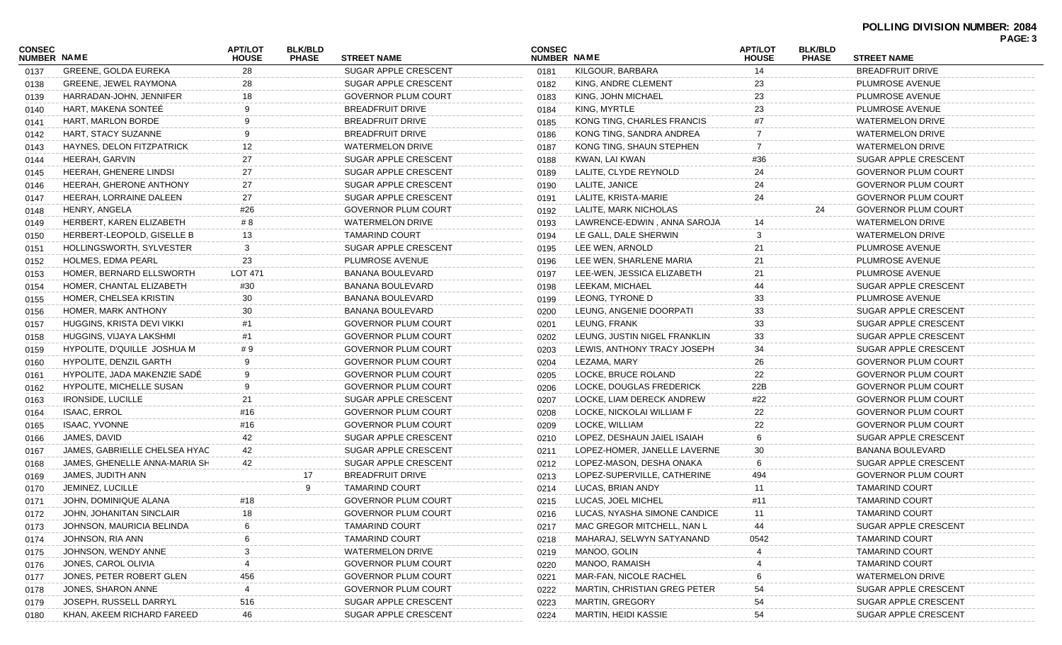**POLLING DIVISION NUMBER: 2084**

| CONSEC NUMBER | NAME | APT/LOT HOUSE | BLK/BLD PHASE | STREET NAME |
|---|---|---|---|---|
| 0137 | GREENE, GOLDA EUREKA | 28 | | SUGAR APPLE CRESCENT |
| 0138 | GREENE, JEWEL RAYMONA | 28 | | SUGAR APPLE CRESCENT |
| 0139 | HARRADAN-JOHN, JENNIFER | 18 | | GOVERNOR PLUM COURT |
| 0140 | HART, MAKENA SONTEÉ | 9 | | BREADFRUIT DRIVE |
| 0141 | HART, MARLON BORDE | 9 | | BREADFRUIT DRIVE |
| 0142 | HART, STACY SUZANNE | 9 | | BREADFRUIT DRIVE |
| 0143 | HAYNES, DELON FITZPATRICK | 12 | | WATERMELON DRIVE |
| 0144 | HEERAH, GARVIN | 27 | | SUGAR APPLE CRESCENT |
| 0145 | HEERAH, GHENERE LINDSI | 27 | | SUGAR APPLE CRESCENT |
| 0146 | HEERAH, GHERONE ANTHONY | 27 | | SUGAR APPLE CRESCENT |
| 0147 | HEERAH, LORRAINE DALEEN | 27 | | SUGAR APPLE CRESCENT |
| 0148 | HENRY, ANGELA | #26 | | GOVERNOR PLUM COURT |
| 0149 | HERBERT, KAREN ELIZABETH | # 8 | | WATERMELON DRIVE |
| 0150 | HERBERT-LEOPOLD, GISELLE B | 13 | | TAMARIND COURT |
| 0151 | HOLLINGSWORTH, SYLVESTER | 3 | | SUGAR APPLE CRESCENT |
| 0152 | HOLMES, EDMA PEARL | 23 | | PLUMROSE AVENUE |
| 0153 | HOMER, BERNARD ELLSWORTH | LOT 471 | | BANANA BOULEVARD |
| 0154 | HOMER, CHANTAL ELIZABETH | #30 | | BANANA BOULEVARD |
| 0155 | HOMER, CHELSEA KRISTIN | 30 | | BANANA BOULEVARD |
| 0156 | HOMER, MARK ANTHONY | 30 | | BANANA BOULEVARD |
| 0157 | HUGGINS, KRISTA DEVI VIKKI | #1 | | GOVERNOR PLUM COURT |
| 0158 | HUGGINS, VIJAYA LAKSHMI | #1 | | GOVERNOR PLUM COURT |
| 0159 | HYPOLITE, D'QUILLE JOSHUA M | # 9 | | GOVERNOR PLUM COURT |
| 0160 | HYPOLITE, DENZIL GARTH | 9 | | GOVERNOR PLUM COURT |
| 0161 | HYPOLITE, JADA MAKENZIE SADÉ | 9 | | GOVERNOR PLUM COURT |
| 0162 | HYPOLITE, MICHELLE SUSAN | 9 | | GOVERNOR PLUM COURT |
| 0163 | IRONSIDE, LUCILLE | 21 | | SUGAR APPLE CRESCENT |
| 0164 | ISAAC, ERROL | #16 | | GOVERNOR PLUM COURT |
| 0165 | ISAAC, YVONNE | #16 | | GOVERNOR PLUM COURT |
| 0166 | JAMES, DAVID | 42 | | SUGAR APPLE CRESCENT |
| 0167 | JAMES, GABRIELLE CHELSEA HYAC | 42 | | SUGAR APPLE CRESCENT |
| 0168 | JAMES, GHENELLE ANNA-MARIA SH | 42 | | SUGAR APPLE CRESCENT |
| 0169 | JAMES, JUDITH ANN | | 17 | BREADFRUIT DRIVE |
| 0170 | JEMINEZ, LUCILLE | | 9 | TAMARIND COURT |
| 0171 | JOHN, DOMINIQUE ALANA | #18 | | GOVERNOR PLUM COURT |
| 0172 | JOHN, JOHANITAN SINCLAIR | 18 | | GOVERNOR PLUM COURT |
| 0173 | JOHNSON, MAURICIA BELINDA | 6 | | TAMARIND COURT |
| 0174 | JOHNSON, RIA ANN | 6 | | TAMARIND COURT |
| 0175 | JOHNSON, WENDY ANNE | 3 | | WATERMELON DRIVE |
| 0176 | JONES, CAROL OLIVIA | 4 | | GOVERNOR PLUM COURT |
| 0177 | JONES, PETER ROBERT GLEN | 456 | | GOVERNOR PLUM COURT |
| 0178 | JONES, SHARON ANNE | 4 | | GOVERNOR PLUM COURT |
| 0179 | JOSEPH, RUSSELL DARRYL | 516 | | SUGAR APPLE CRESCENT |
| 0180 | KHAN, AKEEM RICHARD FAREED | 46 | | SUGAR APPLE CRESCENT |
| 0181 | KILGOUR, BARBARA | 14 | | BREADFRUIT DRIVE |
| 0182 | KING, ANDRE CLEMENT | 23 | | PLUMROSE AVENUE |
| 0183 | KING, JOHN MICHAEL | 23 | | PLUMROSE AVENUE |
| 0184 | KING, MYRTLE | 23 | | PLUMROSE AVENUE |
| 0185 | KONG TING, CHARLES FRANCIS | #7 | | WATERMELON DRIVE |
| 0186 | KONG TING, SANDRA ANDREA | 7 | | WATERMELON DRIVE |
| 0187 | KONG TING, SHAUN STEPHEN | 7 | | WATERMELON DRIVE |
| 0188 | KWAN, LAI KWAN | #36 | | SUGAR APPLE CRESCENT |
| 0189 | LALITE, CLYDE REYNOLD | 24 | | GOVERNOR PLUM COURT |
| 0190 | LALITE, JANICE | 24 | | GOVERNOR PLUM COURT |
| 0191 | LALITE, KRISTA-MARIE | 24 | | GOVERNOR PLUM COURT |
| 0192 | LALITE, MARK NICHOLAS | | 24 | GOVERNOR PLUM COURT |
| 0193 | LAWRENCE-EDWIN , ANNA SAROJA | 14 | | WATERMELON DRIVE |
| 0194 | LE GALL, DALE SHERWIN | 3 | | WATERMELON DRIVE |
| 0195 | LEE WEN, ARNOLD | 21 | | PLUMROSE AVENUE |
| 0196 | LEE WEN, SHARLENE MARIA | 21 | | PLUMROSE AVENUE |
| 0197 | LEE-WEN, JESSICA ELIZABETH | 21 | | PLUMROSE AVENUE |
| 0198 | LEEKAM, MICHAEL | 44 | | SUGAR APPLE CRESCENT |
| 0199 | LEONG, TYRONE D | 33 | | PLUMROSE AVENUE |
| 0200 | LEUNG, ANGENIE DOORPATI | 33 | | SUGAR APPLE CRESCENT |
| 0201 | LEUNG, FRANK | 33 | | SUGAR APPLE CRESCENT |
| 0202 | LEUNG, JUSTIN NIGEL FRANKLIN | 33 | | SUGAR APPLE CRESCENT |
| 0203 | LEWIS, ANTHONY TRACY JOSEPH | 34 | | SUGAR APPLE CRESCENT |
| 0204 | LEZAMA, MARY | 26 | | GOVERNOR PLUM COURT |
| 0205 | LOCKE, BRUCE ROLAND | 22 | | GOVERNOR PLUM COURT |
| 0206 | LOCKE, DOUGLAS FREDERICK | 22B | | GOVERNOR PLUM COURT |
| 0207 | LOCKE, LIAM DERECK ANDREW | #22 | | GOVERNOR PLUM COURT |
| 0208 | LOCKE, NICKOLAI WILLIAM F | 22 | | GOVERNOR PLUM COURT |
| 0209 | LOCKE, WILLIAM | 22 | | GOVERNOR PLUM COURT |
| 0210 | LOPEZ, DESHAUN JAIEL ISAIAH | 6 | | SUGAR APPLE CRESCENT |
| 0211 | LOPEZ-HOMER, JANELLE LAVERNE | 30 | | BANANA BOULEVARD |
| 0212 | LOPEZ-MASON, DESHA ONAKA | 6 | | SUGAR APPLE CRESCENT |
| 0213 | LOPEZ-SUPERVILLE, CATHERINE | 494 | | GOVERNOR PLUM COURT |
| 0214 | LUCAS, BRIAN ANDY | 11 | | TAMARIND COURT |
| 0215 | LUCAS, JOEL MICHEL | #11 | | TAMARIND COURT |
| 0216 | LUCAS, NYASHA SIMONE CANDICE | 11 | | TAMARIND COURT |
| 0217 | MAC GREGOR MITCHELL, NAN L | 44 | | SUGAR APPLE CRESCENT |
| 0218 | MAHARAJ, SELWYN SATYANAND | 0542 | | TAMARIND COURT |
| 0219 | MANOO, GOLIN | 4 | | TAMARIND COURT |
| 0220 | MANOO, RAMAISH | 4 | | TAMARIND COURT |
| 0221 | MAR-FAN, NICOLE RACHEL | 6 | | WATERMELON DRIVE |
| 0222 | MARTIN, CHRISTIAN GREG PETER | 54 | | SUGAR APPLE CRESCENT |
| 0223 | MARTIN, GREGORY | 54 | | SUGAR APPLE CRESCENT |
| 0224 | MARTIN, HEIDI KASSIE | 54 | | SUGAR APPLE CRESCENT |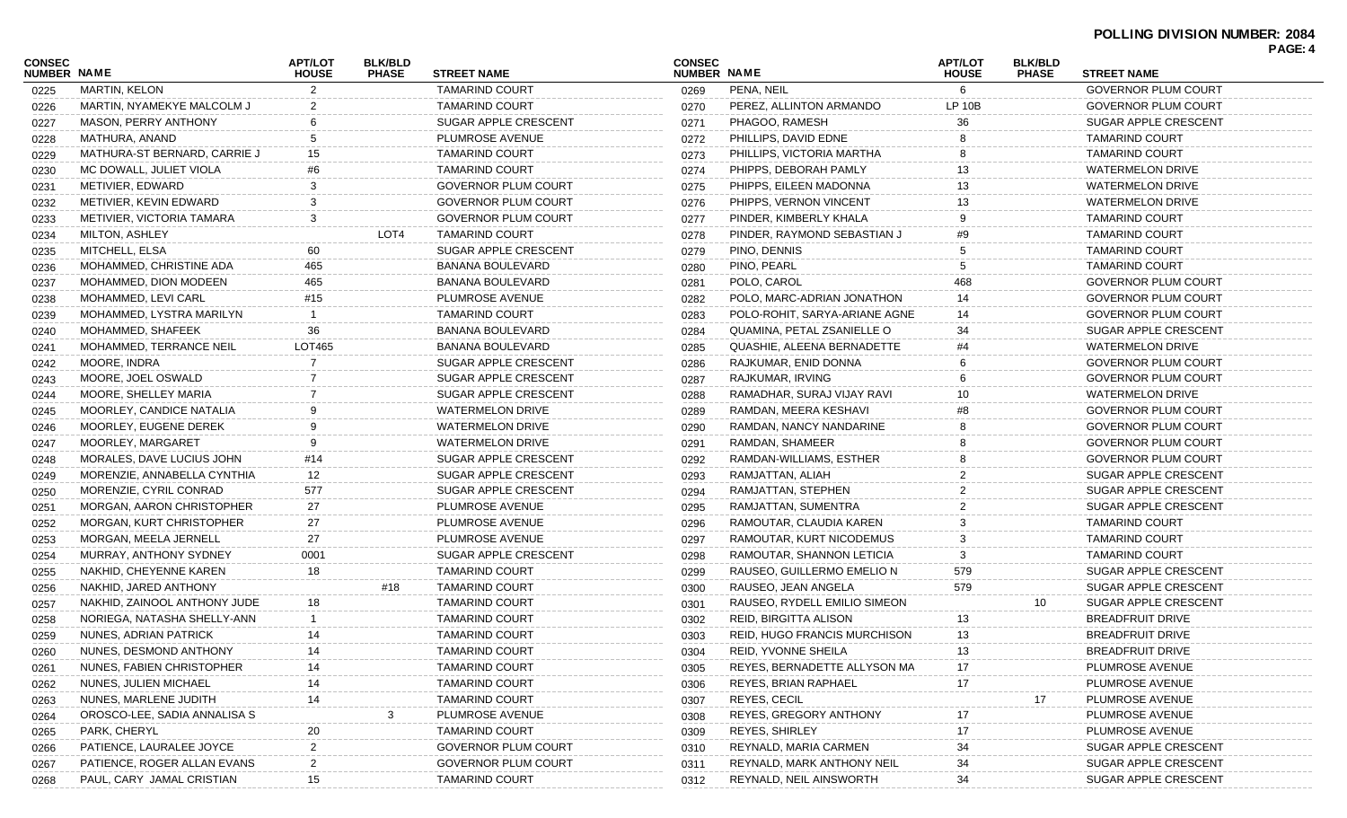**POLLING DIVISION NUMBER: 2084**

| CONSEC NUMBER | NAME | APT/LOT HOUSE | BLK/BLD PHASE | STREET NAME |
|---|---|---|---|---|
| 0225 | MARTIN, KELON | 2 | | TAMARIND COURT |
| 0226 | MARTIN, NYAMEKYE MALCOLM J | 2 | | TAMARIND COURT |
| 0227 | MASON, PERRY ANTHONY | 6 | | SUGAR APPLE CRESCENT |
| 0228 | MATHURA, ANAND | 5 | | PLUMROSE AVENUE |
| 0229 | MATHURA-ST BERNARD, CARRIE J | 15 | | TAMARIND COURT |
| 0230 | MC DOWALL, JULIET VIOLA | #6 | | TAMARIND COURT |
| 0231 | METIVIER, EDWARD | 3 | | GOVERNOR PLUM COURT |
| 0232 | METIVIER, KEVIN EDWARD | 3 | | GOVERNOR PLUM COURT |
| 0233 | METIVIER, VICTORIA TAMARA | 3 | | GOVERNOR PLUM COURT |
| 0234 | MILTON, ASHLEY | | LOT4 | TAMARIND COURT |
| 0235 | MITCHELL, ELSA | 60 | | SUGAR APPLE CRESCENT |
| 0236 | MOHAMMED, CHRISTINE ADA | 465 | | BANANA BOULEVARD |
| 0237 | MOHAMMED, DION MODEEN | 465 | | BANANA BOULEVARD |
| 0238 | MOHAMMED, LEVI CARL | #15 | | PLUMROSE AVENUE |
| 0239 | MOHAMMED, LYSTRA MARILYN | 1 | | TAMARIND COURT |
| 0240 | MOHAMMED, SHAFEEK | 36 | | BANANA BOULEVARD |
| 0241 | MOHAMMED, TERRANCE NEIL | LOT465 | | BANANA BOULEVARD |
| 0242 | MOORE, INDRA | 7 | | SUGAR APPLE CRESCENT |
| 0243 | MOORE, JOEL OSWALD | 7 | | SUGAR APPLE CRESCENT |
| 0244 | MOORE, SHELLEY MARIA | 7 | | SUGAR APPLE CRESCENT |
| 0245 | MOORLEY, CANDICE NATALIA | 9 | | WATERMELON DRIVE |
| 0246 | MOORLEY, EUGENE DEREK | 9 | | WATERMELON DRIVE |
| 0247 | MOORLEY, MARGARET | 9 | | WATERMELON DRIVE |
| 0248 | MORALES, DAVE LUCIUS JOHN | #14 | | SUGAR APPLE CRESCENT |
| 0249 | MORENZIE, ANNABELLA CYNTHIA | 12 | | SUGAR APPLE CRESCENT |
| 0250 | MORENZIE, CYRIL CONRAD | 577 | | SUGAR APPLE CRESCENT |
| 0251 | MORGAN, AARON CHRISTOPHER | 27 | | PLUMROSE AVENUE |
| 0252 | MORGAN, KURT CHRISTOPHER | 27 | | PLUMROSE AVENUE |
| 0253 | MORGAN, MEELA JERNELL | 27 | | PLUMROSE AVENUE |
| 0254 | MURRAY, ANTHONY SYDNEY | 0001 | | SUGAR APPLE CRESCENT |
| 0255 | NAKHID, CHEYENNE KAREN | 18 | | TAMARIND COURT |
| 0256 | NAKHID, JARED ANTHONY | | #18 | TAMARIND COURT |
| 0257 | NAKHID, ZAINOOL ANTHONY JUDE | 18 | | TAMARIND COURT |
| 0258 | NORIEGA, NATASHA SHELLY-ANN | 1 | | TAMARIND COURT |
| 0259 | NUNES, ADRIAN PATRICK | 14 | | TAMARIND COURT |
| 0260 | NUNES, DESMOND ANTHONY | 14 | | TAMARIND COURT |
| 0261 | NUNES, FABIEN CHRISTOPHER | 14 | | TAMARIND COURT |
| 0262 | NUNES, JULIEN MICHAEL | 14 | | TAMARIND COURT |
| 0263 | NUNES, MARLENE JUDITH | 14 | | TAMARIND COURT |
| 0264 | OROSCO-LEE, SADIA ANNALISA S | | 3 | PLUMROSE AVENUE |
| 0265 | PARK, CHERYL | 20 | | TAMARIND COURT |
| 0266 | PATIENCE, LAURALEE JOYCE | 2 | | GOVERNOR PLUM COURT |
| 0267 | PATIENCE, ROGER ALLAN EVANS | 2 | | GOVERNOR PLUM COURT |
| 0268 | PAUL, CARY JAMAL CRISTIAN | 15 | | TAMARIND COURT |
| 0269 | PENA, NEIL | 6 | | GOVERNOR PLUM COURT |
| 0270 | PEREZ, ALLINTON ARMANDO | LP 10B | | GOVERNOR PLUM COURT |
| 0271 | PHAGOO, RAMESH | 36 | | SUGAR APPLE CRESCENT |
| 0272 | PHILLIPS, DAVID EDNE | 8 | | TAMARIND COURT |
| 0273 | PHILLIPS, VICTORIA MARTHA | 8 | | TAMARIND COURT |
| 0274 | PHIPPS, DEBORAH PAMLY | 13 | | WATERMELON DRIVE |
| 0275 | PHIPPS, EILEEN MADONNA | 13 | | WATERMELON DRIVE |
| 0276 | PHIPPS, VERNON VINCENT | 13 | | WATERMELON DRIVE |
| 0277 | PINDER, KIMBERLY KHALA | 9 | | TAMARIND COURT |
| 0278 | PINDER, RAYMOND SEBASTIAN J | #9 | | TAMARIND COURT |
| 0279 | PINO, DENNIS | 5 | | TAMARIND COURT |
| 0280 | PINO, PEARL | 5 | | TAMARIND COURT |
| 0281 | POLO, CAROL | 468 | | GOVERNOR PLUM COURT |
| 0282 | POLO, MARC-ADRIAN JONATHON | 14 | | GOVERNOR PLUM COURT |
| 0283 | POLO-ROHIT, SARYA-ARIANE AGNE | 14 | | GOVERNOR PLUM COURT |
| 0284 | QUAMINA, PETAL ZSANIELLE O | 34 | | SUGAR APPLE CRESCENT |
| 0285 | QUASHIE, ALEENA BERNADETTE | #4 | | WATERMELON DRIVE |
| 0286 | RAJKUMAR, ENID DONNA | 6 | | GOVERNOR PLUM COURT |
| 0287 | RAJKUMAR, IRVING | 6 | | GOVERNOR PLUM COURT |
| 0288 | RAMADHAR, SURAJ VIJAY RAVI | 10 | | WATERMELON DRIVE |
| 0289 | RAMDAN, MEERA KESHAVI | #8 | | GOVERNOR PLUM COURT |
| 0290 | RAMDAN, NANCY NANDARINE | 8 | | GOVERNOR PLUM COURT |
| 0291 | RAMDAN, SHAMEER | 8 | | GOVERNOR PLUM COURT |
| 0292 | RAMDAN-WILLIAMS, ESTHER | 8 | | GOVERNOR PLUM COURT |
| 0293 | RAMJATTAN, ALIAH | 2 | | SUGAR APPLE CRESCENT |
| 0294 | RAMJATTAN, STEPHEN | 2 | | SUGAR APPLE CRESCENT |
| 0295 | RAMJATTAN, SUMENTRA | 2 | | SUGAR APPLE CRESCENT |
| 0296 | RAMOUTAR, CLAUDIA KAREN | 3 | | TAMARIND COURT |
| 0297 | RAMOUTAR, KURT NICODEMUS | 3 | | TAMARIND COURT |
| 0298 | RAMOUTAR, SHANNON LETICIA | 3 | | TAMARIND COURT |
| 0299 | RAUSEO, GUILLERMO EMELIO N | 579 | | SUGAR APPLE CRESCENT |
| 0300 | RAUSEO, JEAN ANGELA | 579 | | SUGAR APPLE CRESCENT |
| 0301 | RAUSEO, RYDELL EMILIO SIMEON | | 10 | SUGAR APPLE CRESCENT |
| 0302 | REID, BIRGITTA ALISON | 13 | | BREADFRUIT DRIVE |
| 0303 | REID, HUGO FRANCIS MURCHISON | 13 | | BREADFRUIT DRIVE |
| 0304 | REID, YVONNE SHEILA | 13 | | BREADFRUIT DRIVE |
| 0305 | REYES, BERNADETTE ALLYSON MA | 17 | | PLUMROSE AVENUE |
| 0306 | REYES, BRIAN RAPHAEL | 17 | | PLUMROSE AVENUE |
| 0307 | REYES, CECIL | | 17 | PLUMROSE AVENUE |
| 0308 | REYES, GREGORY ANTHONY | 17 | | PLUMROSE AVENUE |
| 0309 | REYES, SHIRLEY | 17 | | PLUMROSE AVENUE |
| 0310 | REYNALD, MARIA CARMEN | 34 | | SUGAR APPLE CRESCENT |
| 0311 | REYNALD, MARK ANTHONY NEIL | 34 | | SUGAR APPLE CRESCENT |
| 0312 | REYNALD, NEIL AINSWORTH | 34 | | SUGAR APPLE CRESCENT |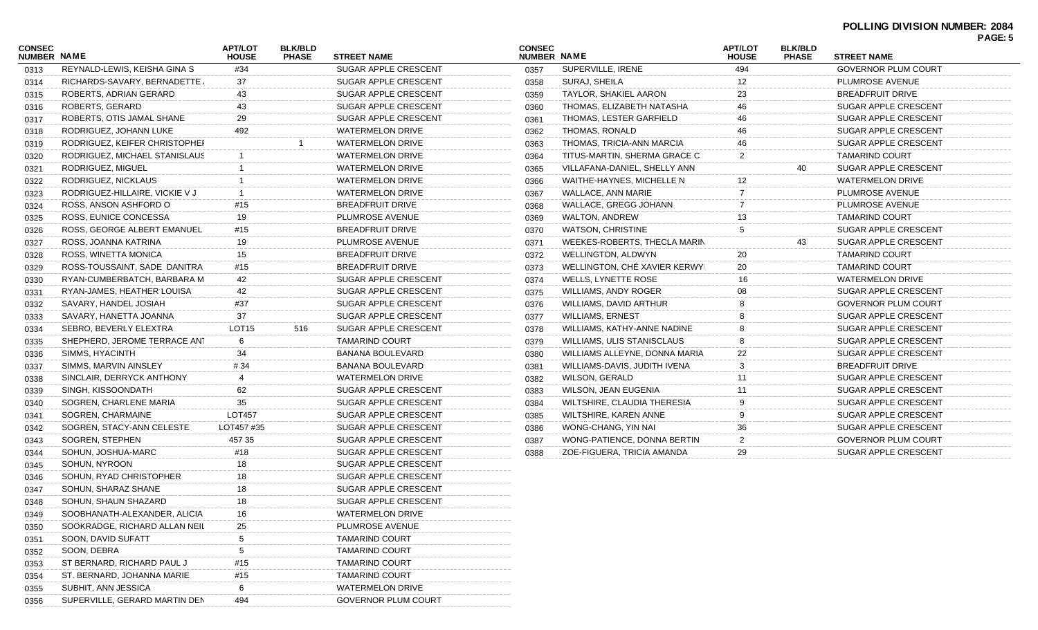**POLLING DIVISION NUMBER: 2084**

| CONSEC NUMBER | NAME | APT/LOT HOUSE | BLK/BLD PHASE | STREET NAME |
|---|---|---|---|---|
| 0313 | REYNALD-LEWIS, KEISHA GINA S | #34 | | SUGAR APPLE CRESCENT |
| 0314 | RICHARDS-SAVARY, BERNADETTE | 37 | | SUGAR APPLE CRESCENT |
| 0315 | ROBERTS, ADRIAN GERARD | 43 | | SUGAR APPLE CRESCENT |
| 0316 | ROBERTS, GERARD | 43 | | SUGAR APPLE CRESCENT |
| 0317 | ROBERTS, OTIS JAMAL SHANE | 29 | | SUGAR APPLE CRESCENT |
| 0318 | RODRIGUEZ, JOHANN LUKE | 492 | | WATERMELON DRIVE |
| 0319 | RODRIGUEZ, KEIFER CHRISTOPHER | | 1 | WATERMELON DRIVE |
| 0320 | RODRIGUEZ, MICHAEL STANISLAUS | 1 | | WATERMELON DRIVE |
| 0321 | RODRIGUEZ, MIGUEL | 1 | | WATERMELON DRIVE |
| 0322 | RODRIGUEZ, NICKLAUS | 1 | | WATERMELON DRIVE |
| 0323 | RODRIGUEZ-HILLAIRE, VICKIE V J | 1 | | WATERMELON DRIVE |
| 0324 | ROSS, ANSON ASHFORD O | #15 | | BREADFRUIT DRIVE |
| 0325 | ROSS, EUNICE CONCESSA | 19 | | PLUMROSE AVENUE |
| 0326 | ROSS, GEORGE ALBERT EMANUEL | #15 | | BREADFRUIT DRIVE |
| 0327 | ROSS, JOANNA KATRINA | 19 | | PLUMROSE AVENUE |
| 0328 | ROSS, WINETTA MONICA | 15 | | BREADFRUIT DRIVE |
| 0329 | ROSS-TOUSSAINT, SADE DANITRA | #15 | | BREADFRUIT DRIVE |
| 0330 | RYAN-CUMBERBATCH, BARBARA M | 42 | | SUGAR APPLE CRESCENT |
| 0331 | RYAN-JAMES, HEATHER LOUISA | 42 | | SUGAR APPLE CRESCENT |
| 0332 | SAVARY, HANDEL JOSIAH | #37 | | SUGAR APPLE CRESCENT |
| 0333 | SAVARY, HANETTA JOANNA | 37 | | SUGAR APPLE CRESCENT |
| 0334 | SEBRO, BEVERLY ELEXTRA | LOT15 | 516 | SUGAR APPLE CRESCENT |
| 0335 | SHEPHERD, JEROME TERRACE ANT | 6 | | TAMARIND COURT |
| 0336 | SIMMS, HYACINTH | 34 | | BANANA BOULEVARD |
| 0337 | SIMMS, MARVIN AINSLEY | # 34 | | BANANA BOULEVARD |
| 0338 | SINCLAIR, DERRYCK ANTHONY | 4 | | WATERMELON DRIVE |
| 0339 | SINGH, KISSOONDATH | 62 | | SUGAR APPLE CRESCENT |
| 0340 | SOGREN, CHARLENE MARIA | 35 | | SUGAR APPLE CRESCENT |
| 0341 | SOGREN, CHARMAINE | LOT457 | | SUGAR APPLE CRESCENT |
| 0342 | SOGREN, STACY-ANN CELESTE | LOT457 #35 | | SUGAR APPLE CRESCENT |
| 0343 | SOGREN, STEPHEN | 457 35 | | SUGAR APPLE CRESCENT |
| 0344 | SOHUN, JOSHUA-MARC | #18 | | SUGAR APPLE CRESCENT |
| 0345 | SOHUN, NYROON | 18 | | SUGAR APPLE CRESCENT |
| 0346 | SOHUN, RYAD CHRISTOPHER | 18 | | SUGAR APPLE CRESCENT |
| 0347 | SOHUN, SHARAZ SHANE | 18 | | SUGAR APPLE CRESCENT |
| 0348 | SOHUN, SHAUN SHAZARD | 18 | | SUGAR APPLE CRESCENT |
| 0349 | SOOBHANATH-ALEXANDER, ALICIA | 16 | | WATERMELON DRIVE |
| 0350 | SOOKRADGE, RICHARD ALLAN NEIL | 25 | | PLUMROSE AVENUE |
| 0351 | SOON, DAVID SUFATT | 5 | | TAMARIND COURT |
| 0352 | SOON, DEBRA | 5 | | TAMARIND COURT |
| 0353 | ST BERNARD, RICHARD PAUL J | #15 | | TAMARIND COURT |
| 0354 | ST. BERNARD, JOHANNA MARIE | #15 | | TAMARIND COURT |
| 0355 | SUBHIT, ANN JESSICA | 6 | | WATERMELON DRIVE |
| 0356 | SUPERVILLE, GERARD MARTIN DEN | 494 | | GOVERNOR PLUM COURT |
| 0357 | SUPERVILLE, IRENE | 494 | | GOVERNOR PLUM COURT |
| 0358 | SURAJ, SHEILA | 12 | | PLUMROSE AVENUE |
| 0359 | TAYLOR, SHAKIEL AARON | 23 | | BREADFRUIT DRIVE |
| 0360 | THOMAS, ELIZABETH NATASHA | 46 | | SUGAR APPLE CRESCENT |
| 0361 | THOMAS, LESTER GARFIELD | 46 | | SUGAR APPLE CRESCENT |
| 0362 | THOMAS, RONALD | 46 | | SUGAR APPLE CRESCENT |
| 0363 | THOMAS, TRICIA-ANN MARCIA | 46 | | SUGAR APPLE CRESCENT |
| 0364 | TITUS-MARTIN, SHERMA GRACE C | 2 | | TAMARIND COURT |
| 0365 | VILLAFANA-DANIEL, SHELLY ANN | | 40 | SUGAR APPLE CRESCENT |
| 0366 | WAITHE-HAYNES, MICHELLE N | 12 | | WATERMELON DRIVE |
| 0367 | WALLACE, ANN MARIE | 7 | | PLUMROSE AVENUE |
| 0368 | WALLACE, GREGG JOHANN | 7 | | PLUMROSE AVENUE |
| 0369 | WALTON, ANDREW | 13 | | TAMARIND COURT |
| 0370 | WATSON, CHRISTINE | 5 | | SUGAR APPLE CRESCENT |
| 0371 | WEEKES-ROBERTS, THECLA MARIN | | 43 | SUGAR APPLE CRESCENT |
| 0372 | WELLINGTON, ALDWYN | 20 | | TAMARIND COURT |
| 0373 | WELLINGTON, CHÉ XAVIER KERWY | 20 | | TAMARIND COURT |
| 0374 | WELLS, LYNETTE ROSE | 16 | | WATERMELON DRIVE |
| 0375 | WILLIAMS, ANDY ROGER | 08 | | SUGAR APPLE CRESCENT |
| 0376 | WILLIAMS, DAVID ARTHUR | 8 | | GOVERNOR PLUM COURT |
| 0377 | WILLIAMS, ERNEST | 8 | | SUGAR APPLE CRESCENT |
| 0378 | WILLIAMS, KATHY-ANNE NADINE | 8 | | SUGAR APPLE CRESCENT |
| 0379 | WILLIAMS, ULIS STANISCLAUS | 8 | | SUGAR APPLE CRESCENT |
| 0380 | WILLIAMS ALLEYNE, DONNA MARIA | 22 | | SUGAR APPLE CRESCENT |
| 0381 | WILLIAMS-DAVIS, JUDITH IVENA | 3 | | BREADFRUIT DRIVE |
| 0382 | WILSON, GERALD | 11 | | SUGAR APPLE CRESCENT |
| 0383 | WILSON, JEAN EUGENIA | 11 | | SUGAR APPLE CRESCENT |
| 0384 | WILTSHIRE, CLAUDIA THERESIA | 9 | | SUGAR APPLE CRESCENT |
| 0385 | WILTSHIRE, KAREN ANNE | 9 | | SUGAR APPLE CRESCENT |
| 0386 | WONG-CHANG, YIN NAI | 36 | | SUGAR APPLE CRESCENT |
| 0387 | WONG-PATIENCE, DONNA BERTIN | 2 | | GOVERNOR PLUM COURT |
| 0388 | ZOE-FIGUERA, TRICIA AMANDA | 29 | | SUGAR APPLE CRESCENT |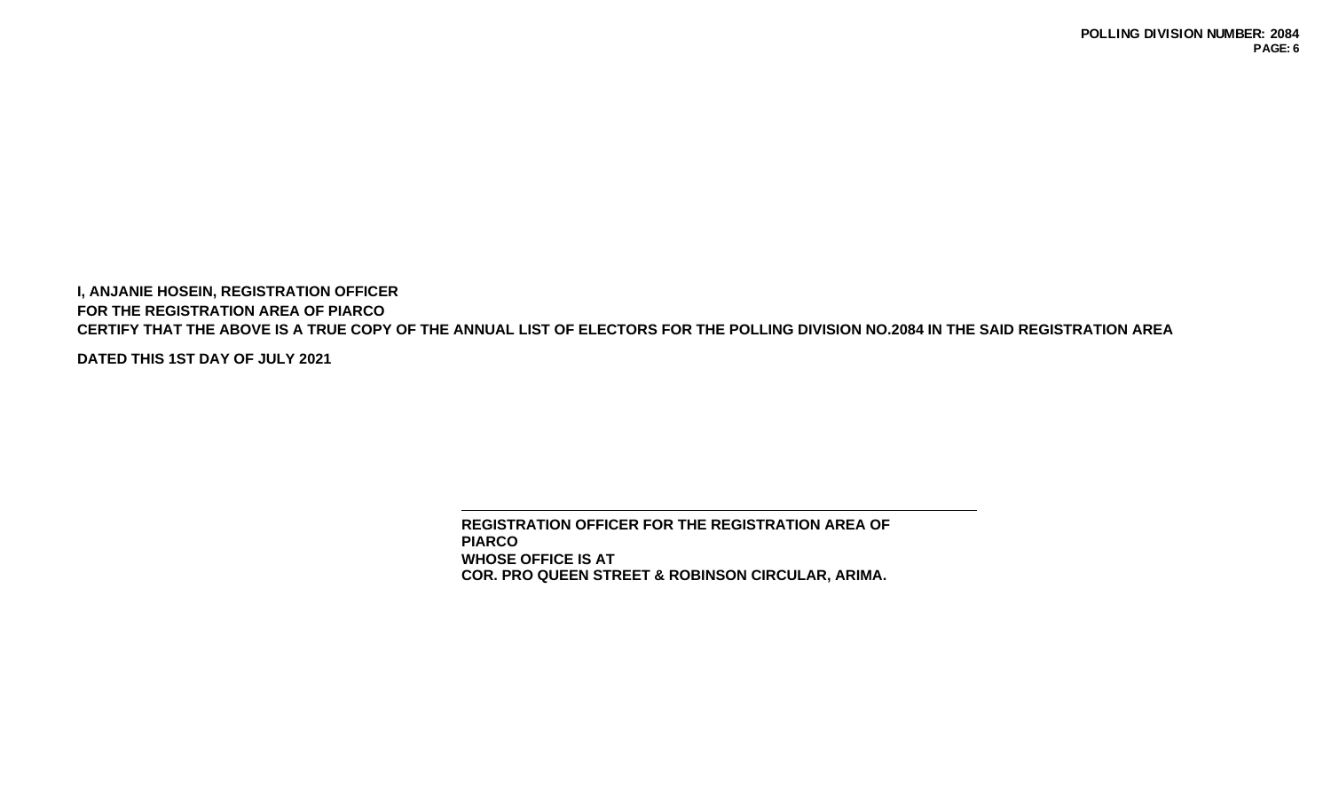**I, ANJANIE HOSEIN, REGISTRATION OFFICER**
**FOR THE REGISTRATION AREA OF PIARCO**
**CERTIFY THAT THE ABOVE IS A TRUE COPY OF THE ANNUAL LIST OF ELECTORS FOR THE POLLING DIVISION NO.2084 IN THE SAID REGISTRATION AREA**

**DATED THIS 1ST DAY OF JULY 2021**

---

**REGISTRATION OFFICER FOR THE REGISTRATION AREA OF PIARCO**
**WHOSE OFFICE IS AT**
**COR. PRO QUEEN STREET & ROBINSON CIRCULAR, ARIMA.**